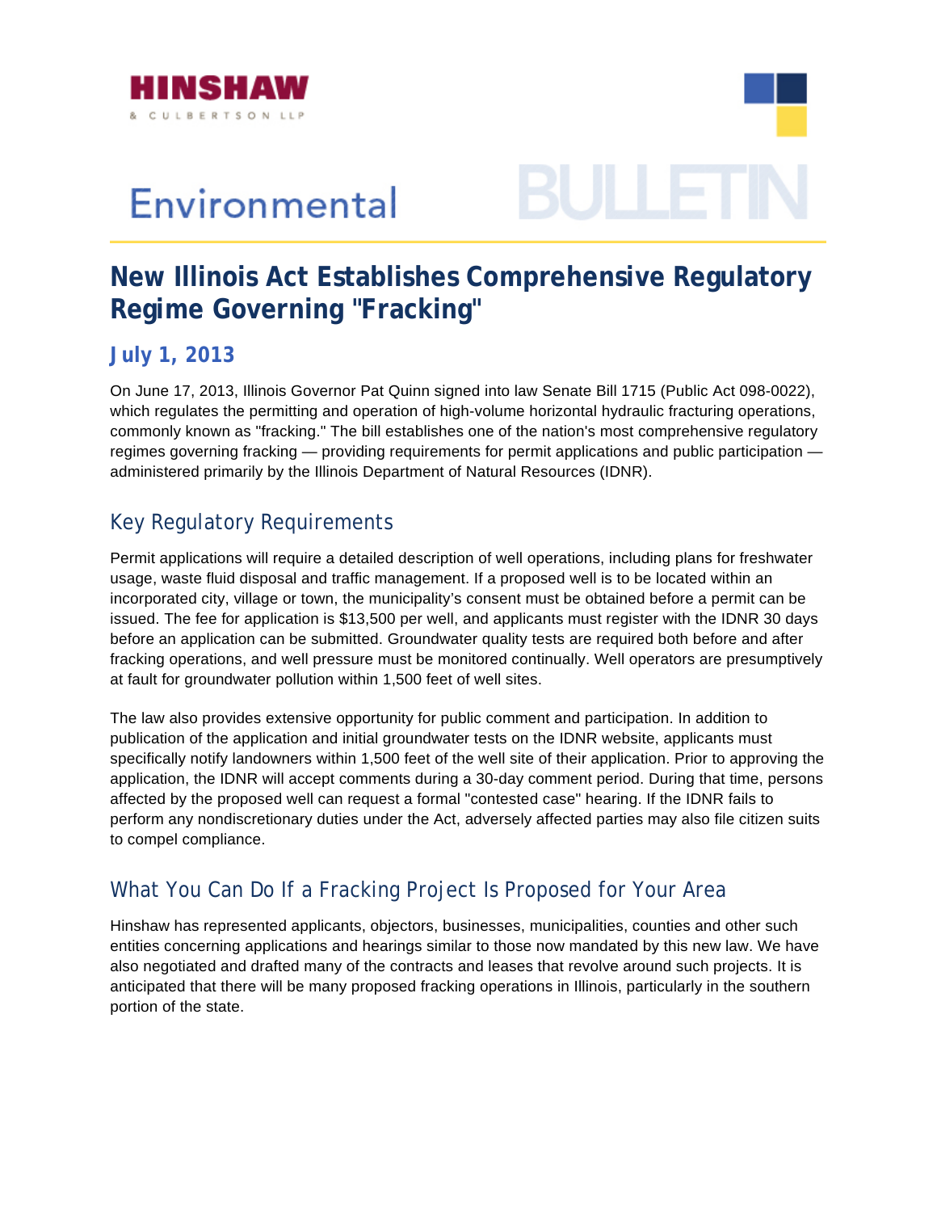HINSHAW & CULBERTSON LLP

# Environmental BULLETIN

## New Illinois Act Establishes Comprehensive Regulatory Regime Governing "Fracking"

### July 1, 2013

On June 17, 2013, Illinois Governor Pat Quinn signed into law Senate Bill 1715 (Public Act 098-0022), which regulates the permitting and operation of high-volume horizontal hydraulic fracturing operations, commonly known as "fracking." The bill establishes one of the nation's most comprehensive regulatory regimes governing fracking — providing requirements for permit applications and public participation — administered primarily by the Illinois Department of Natural Resources (IDNR).

### Key Regulatory Requirements

Permit applications will require a detailed description of well operations, including plans for freshwater usage, waste fluid disposal and traffic management. If a proposed well is to be located within an incorporated city, village or town, the municipality's consent must be obtained before a permit can be issued. The fee for application is $13,500 per well, and applicants must register with the IDNR 30 days before an application can be submitted. Groundwater quality tests are required both before and after fracking operations, and well pressure must be monitored continually. Well operators are presumptively at fault for groundwater pollution within 1,500 feet of well sites.

The law also provides extensive opportunity for public comment and participation. In addition to publication of the application and initial groundwater tests on the IDNR website, applicants must specifically notify landowners within 1,500 feet of the well site of their application. Prior to approving the application, the IDNR will accept comments during a 30-day comment period. During that time, persons affected by the proposed well can request a formal "contested case" hearing. If the IDNR fails to perform any nondiscretionary duties under the Act, adversely affected parties may also file citizen suits to compel compliance.

### What You Can Do If a Fracking Project Is Proposed for Your Area

Hinshaw has represented applicants, objectors, businesses, municipalities, counties and other such entities concerning applications and hearings similar to those now mandated by this new law. We have also negotiated and drafted many of the contracts and leases that revolve around such projects. It is anticipated that there will be many proposed fracking operations in Illinois, particularly in the southern portion of the state.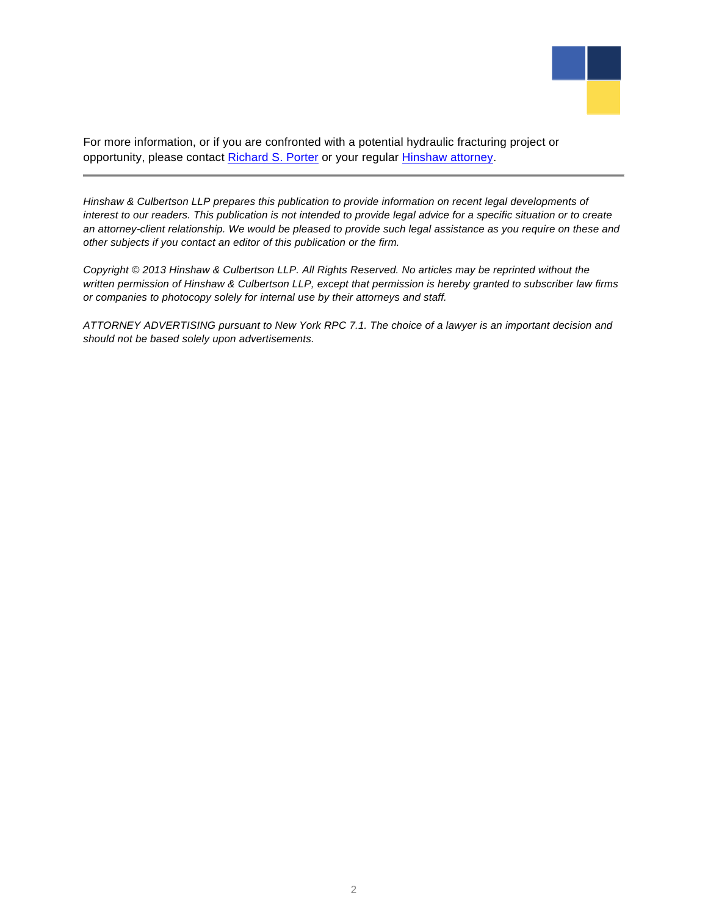For more information, or if you are confronted with a potential hydraulic fracturing project or opportunity, please contact [Richard S. Porter]() or your regular [Hinshaw attorney]().

---

*Hinshaw & Culbertson LLP prepares this publication to provide information on recent legal developments of interest to our readers. This publication is not intended to provide legal advice for a specific situation or to create an attorney-client relationship. We would be pleased to provide such legal assistance as you require on these and other subjects if you contact an editor of this publication or the firm.*

*Copyright © 2013 Hinshaw & Culbertson LLP. All Rights Reserved. No articles may be reprinted without the written permission of Hinshaw & Culbertson LLP, except that permission is hereby granted to subscriber law firms or companies to photocopy solely for internal use by their attorneys and staff.*

*ATTORNEY ADVERTISING pursuant to New York RPC 7.1. The choice of a lawyer is an important decision and should not be based solely upon advertisements.*